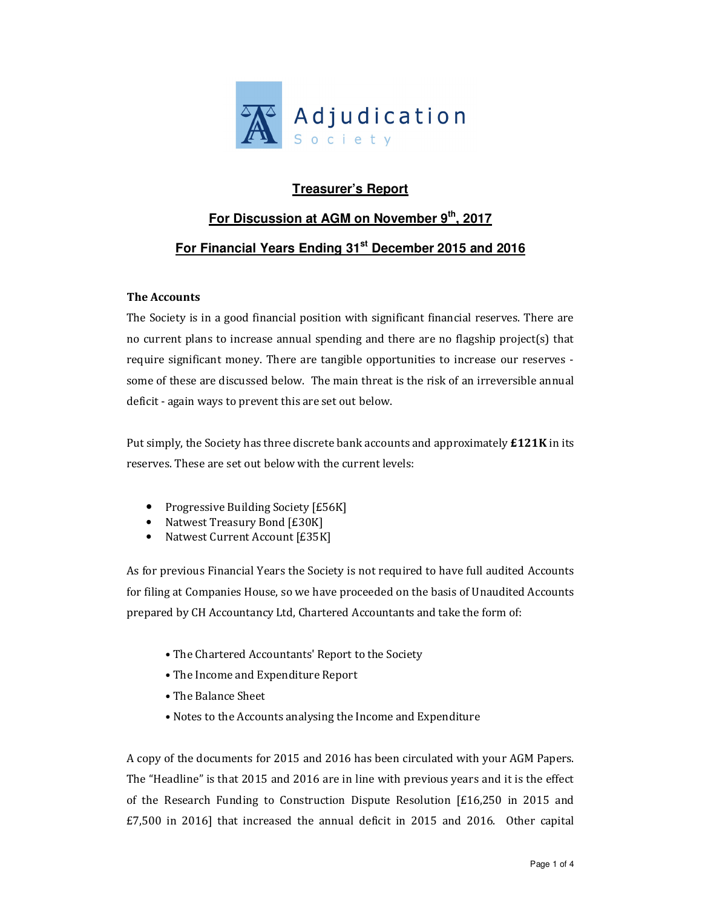Adjudication Society

# Treasurer's Report

## For Discussion at AGM on November 9th, 2017

## For Financial Years Ending 31st December 2015 and 2016

**The Accounts**

The Society is in a good financial position with significant financial reserves. There are no current plans to increase annual spending and there are no flagship project(s) that require significant money. There are tangible opportunities to increase our reserves - some of these are discussed below. The main threat is the risk of an irreversible annual deficit - again ways to prevent this are set out below.

Put simply, the Society has three discrete bank accounts and approximately **£121K** in its reserves. These are set out below with the current levels:

- Progressive Building Society [£56K]
- Natwest Treasury Bond [£30K]
- Natwest Current Account [£35K]

As for previous Financial Years the Society is not required to have full audited Accounts for filing at Companies House, so we have proceeded on the basis of Unaudited Accounts prepared by CH Accountancy Ltd, Chartered Accountants and take the form of:

- The Chartered Accountants' Report to the Society
- The Income and Expenditure Report
- The Balance Sheet
- Notes to the Accounts analysing the Income and Expenditure

A copy of the documents for 2015 and 2016 has been circulated with your AGM Papers. The "Headline" is that 2015 and 2016 are in line with previous years and it is the effect of the Research Funding to Construction Dispute Resolution [£16,250 in 2015 and £7,500 in 2016] that increased the annual deficit in 2015 and 2016. Other capital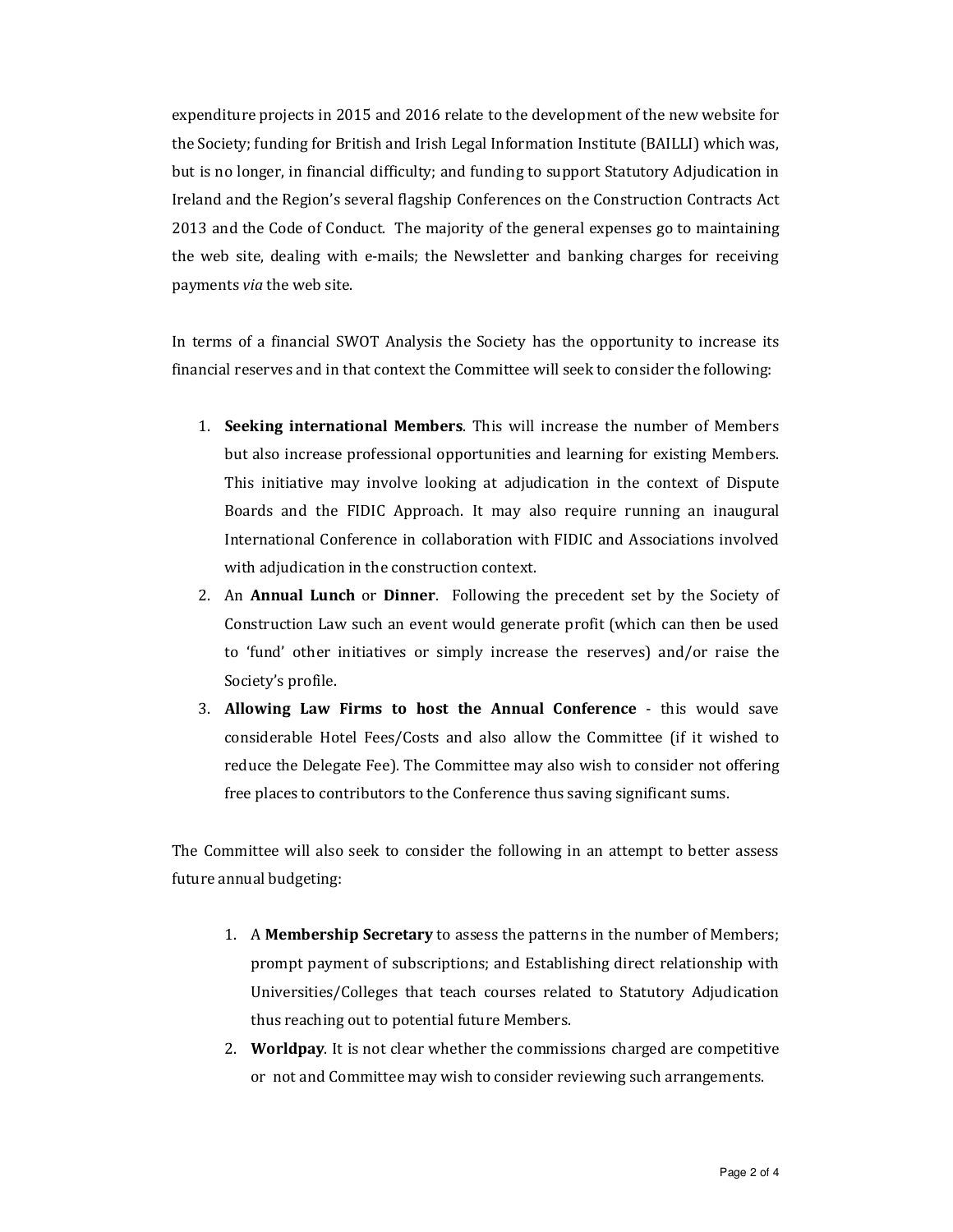expenditure projects in 2015 and 2016 relate to the development of the new website for the Society; funding for British and Irish Legal Information Institute (BAILLI) which was, but is no longer, in financial difficulty; and funding to support Statutory Adjudication in Ireland and the Region's several flagship Conferences on the Construction Contracts Act 2013 and the Code of Conduct. The majority of the general expenses go to maintaining the web site, dealing with e-mails; the Newsletter and banking charges for receiving payments *via* the web site.

In terms of a financial SWOT Analysis the Society has the opportunity to increase its financial reserves and in that context the Committee will seek to consider the following:

1. **Seeking international Members**. This will increase the number of Members but also increase professional opportunities and learning for existing Members. This initiative may involve looking at adjudication in the context of Dispute Boards and the FIDIC Approach. It may also require running an inaugural International Conference in collaboration with FIDIC and Associations involved with adjudication in the construction context.
2. An **Annual Lunch** or **Dinner**. Following the precedent set by the Society of Construction Law such an event would generate profit (which can then be used to 'fund' other initiatives or simply increase the reserves) and/or raise the Society's profile.
3. **Allowing Law Firms to host the Annual Conference** - this would save considerable Hotel Fees/Costs and also allow the Committee (if it wished to reduce the Delegate Fee). The Committee may also wish to consider not offering free places to contributors to the Conference thus saving significant sums.

The Committee will also seek to consider the following in an attempt to better assess future annual budgeting:

1. A **Membership Secretary** to assess the patterns in the number of Members; prompt payment of subscriptions; and Establishing direct relationship with Universities/Colleges that teach courses related to Statutory Adjudication thus reaching out to potential future Members.
2. **Worldpay**. It is not clear whether the commissions charged are competitive or not and Committee may wish to consider reviewing such arrangements.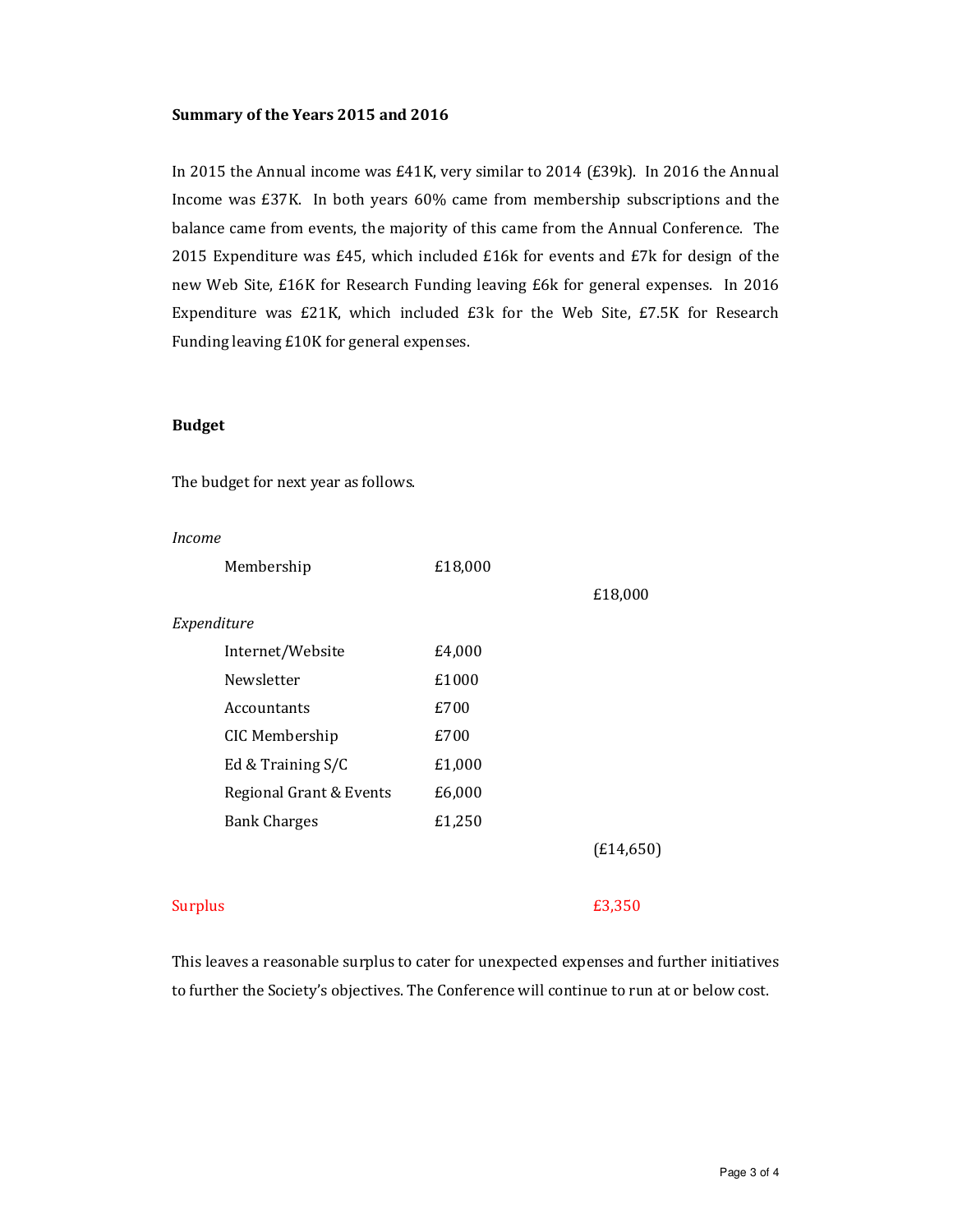**Summary of the Years 2015 and 2016**

In 2015 the Annual income was £41K, very similar to 2014 (£39k). In 2016 the Annual Income was £37K. In both years 60% came from membership subscriptions and the balance came from events, the majority of this came from the Annual Conference. The 2015 Expenditure was £45, which included £16k for events and £7k for design of the new Web Site, £16K for Research Funding leaving £6k for general expenses. In 2016 Expenditure was £21K, which included £3k for the Web Site, £7.5K for Research Funding leaving £10K for general expenses.

**Budget**

The budget for next year as follows.

| | | |
|---|---|---|
| *Income* | | |
| Membership | £18,000 | |
| | | £18,000 |
| *Expenditure* | | |
| Internet/Website | £4,000 | |
| Newsletter | £1000 | |
| Accountants | £700 | |
| CIC Membership | £700 | |
| Ed & Training S/C | £1,000 | |
| Regional Grant & Events | £6,000 | |
| Bank Charges | £1,250 | |
| | | (£14,650) |
| Surplus | | £3,350 |

This leaves a reasonable surplus to cater for unexpected expenses and further initiatives to further the Society's objectives. The Conference will continue to run at or below cost.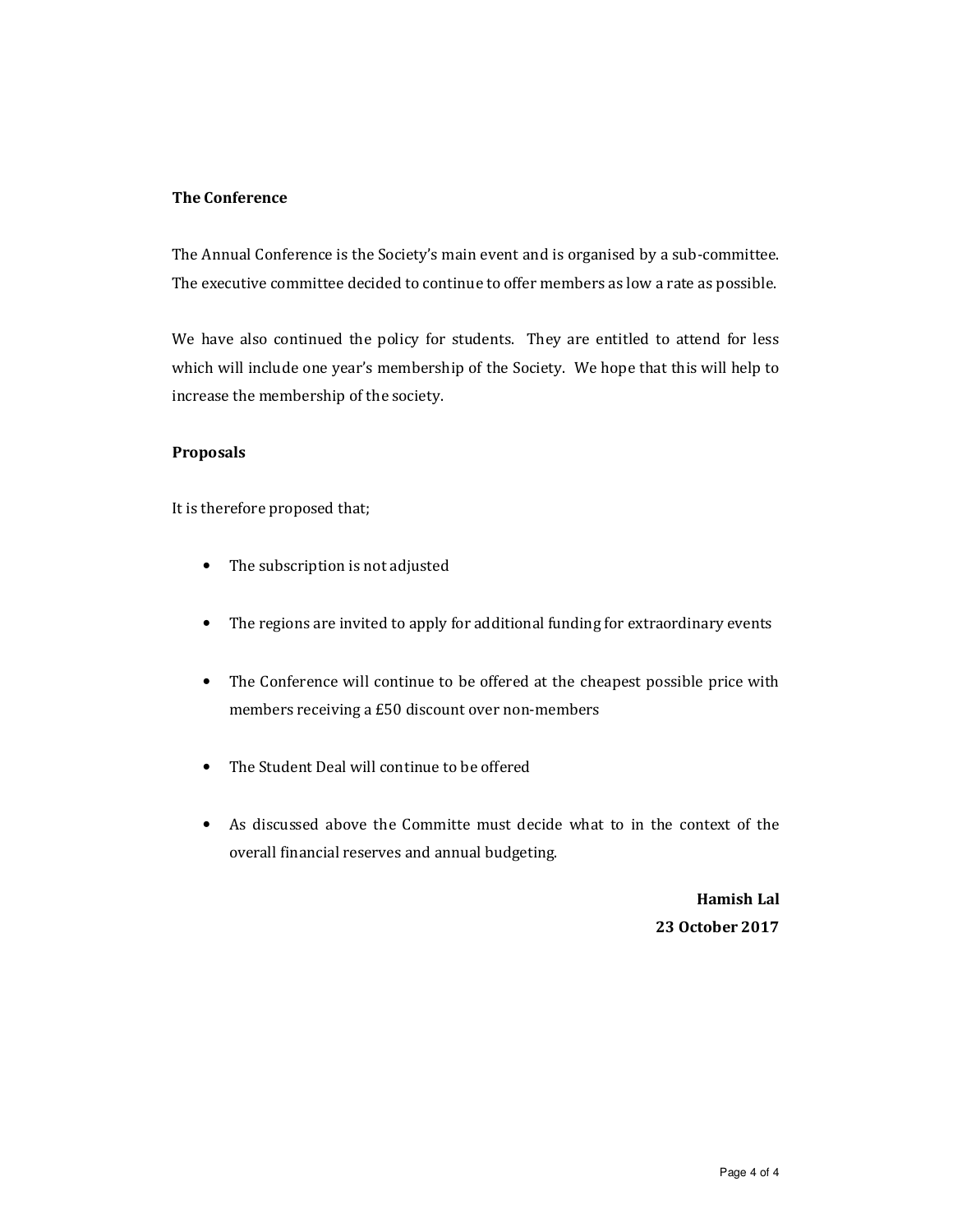**The Conference**

The Annual Conference is the Society's main event and is organised by a sub-committee. The executive committee decided to continue to offer members as low a rate as possible.

We have also continued the policy for students. They are entitled to attend for less which will include one year's membership of the Society. We hope that this will help to increase the membership of the society.

**Proposals**

It is therefore proposed that;

- The subscription is not adjusted
- The regions are invited to apply for additional funding for extraordinary events
- The Conference will continue to be offered at the cheapest possible price with members receiving a £50 discount over non-members
- The Student Deal will continue to be offered
- As discussed above the Committe must decide what to in the context of the overall financial reserves and annual budgeting.

**Hamish Lal**
**23 October 2017**